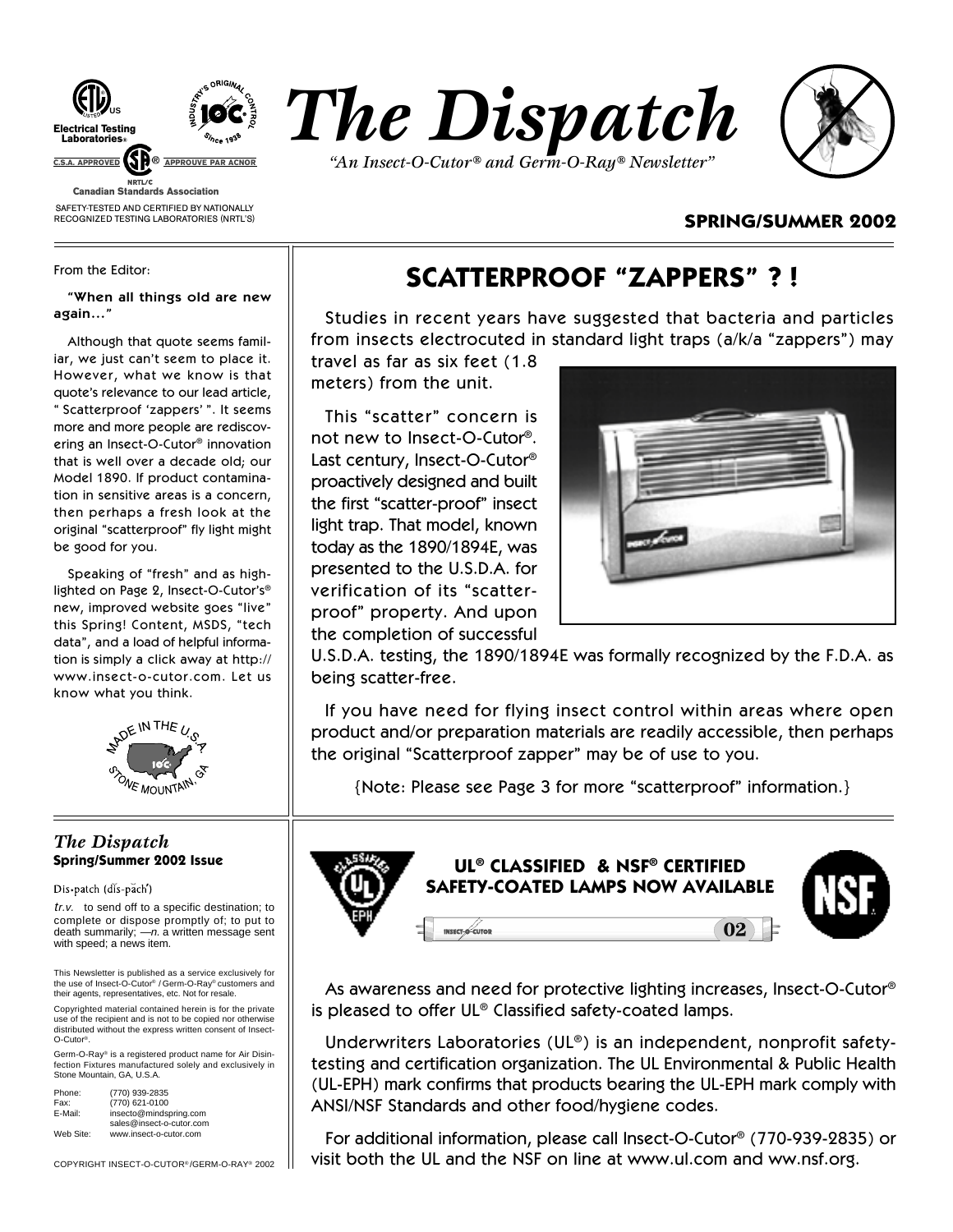Electrical Testing Laboratories

C.S.A. APPROVED — APPROUVE PAR ACNOR

NRTL/C

Canadian Standards Association

SAFETY-TESTED AND CERTIFIED BY NATIONALLY RECOGNIZED TESTING LABORATORIES (NRTL'S)

INDUSTRY'S ORIGINAL CONTROL — IOC — Since 1938

# The Dispatch

*"An Insect-O-Cutor® and Germ-O-Ray® Newsletter"*

**SPRING/SUMMER 2002**

From the Editor:

**"When all things old are new again..."**

Although that quote seems familiar, we just can't seem to place it. However, what we know is that quote's relevance to our lead article, " Scatterproof 'zappers' ". It seems more and more people are rediscovering an Insect-O-Cutor® innovation that is well over a decade old; our Model 1890. If product contamination in sensitive areas is a concern, then perhaps a fresh look at the original "scatterproof" fly light might be good for you.

Speaking of "fresh" and as highlighted on Page 2, Insect-O-Cutor's® new, improved website goes "live" this Spring! Content, MSDS, "tech data", and a load of helpful information is simply a click away at http://www.insect-o-cutor.com. Let us know what you think.

MADE IN THE U.S.A. — IOC — STONE MOUNTAIN, GA

## SCATTERPROOF "ZAPPERS" ? !

Studies in recent years have suggested that bacteria and particles from insects electrocuted in standard light traps (a/k/a "zappers") may travel as far as six feet (1.8 meters) from the unit.

This "scatter" concern is not new to Insect-O-Cutor®. Last century, Insect-O-Cutor® proactively designed and built the first "scatter-proof" insect light trap. That model, known today as the 1890/1894E, was presented to the U.S.D.A. for verification of its "scatter-proof" property. And upon the completion of successful U.S.D.A. testing, the 1890/1894E was formally recognized by the F.D.A. as being scatter-free.

If you have need for flying insect control within areas where open product and/or preparation materials are readily accessible, then perhaps the original "Scatterproof zapper" may be of use to you.

{Note: Please see Page 3 for more "scatterproof" information.}

*The Dispatch*
**Spring/Summer 2002 Issue**

Dis•patch (dĭs-păch')

*tr.v.* to send off to a specific destination; to complete or dispose promptly of; to put to death summarily; *—n.* a written message sent with speed; a news item.

This Newsletter is published as a service exclusively for the use of Insect-O-Cutor® / Germ-O-Ray® customers and their agents, representatives, etc. Not for resale.

Copyrighted material contained herein is for the private use of the recipient and is not to be copied nor otherwise distributed without the express written consent of Insect-O-Cutor®.

Germ-O-Ray® is a registered product name for Air Disinfection Fixtures manufactured solely and exclusively in Stone Mountain, GA, U.S.A.

| | |
|---|---|
| Phone: | (770) 939-2835 |
| Fax: | (770) 621-0100 |
| E-Mail: | insecto@mindspring.com |
| | sales@insect-o-cutor.com |
| Web Site: | www.insect-o-cutor.com |

COPYRIGHT INSECT-O-CUTOR®/GERM-O-RAY® 2002

## UL® CLASSIFIED & NSF® CERTIFIED SAFETY-COATED LAMPS NOW AVAILABLE

As awareness and need for protective lighting increases, Insect-O-Cutor® is pleased to offer UL® Classified safety-coated lamps.

Underwriters Laboratories (UL®) is an independent, nonprofit safety-testing and certification organization. The UL Environmental & Public Health (UL-EPH) mark confirms that products bearing the UL-EPH mark comply with ANSI/NSF Standards and other food/hygiene codes.

For additional information, please call Insect-O-Cutor® (770-939-2835) or visit both the UL and the NSF on line at www.ul.com and ww.nsf.org.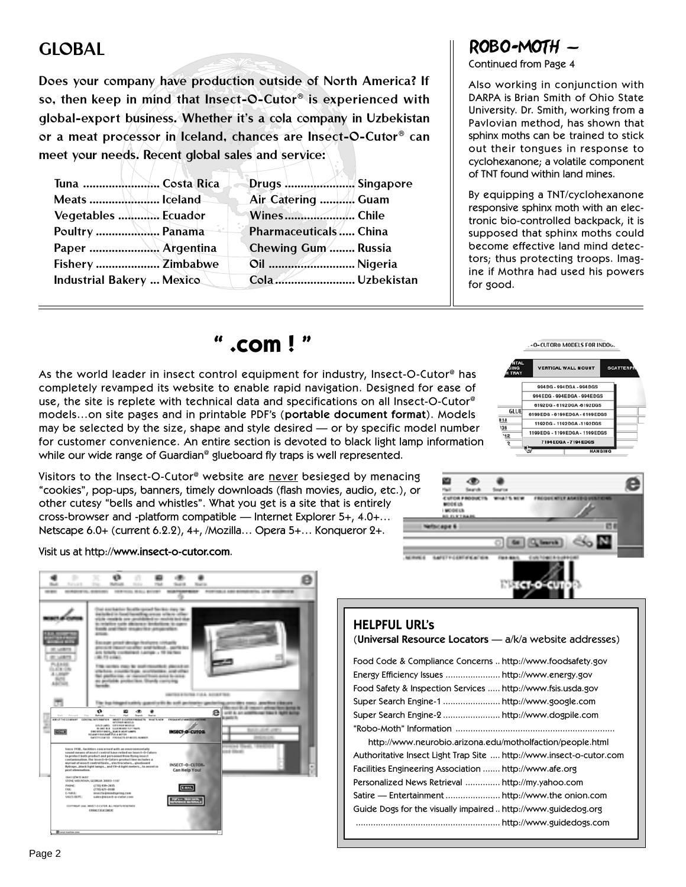## GLOBAL

**Does your company have production outside of North America? If so, then keep in mind that Insect-O-Cutor® is experienced with global-export business. Whether it's a cola company in Uzbekistan or a meat processor in Iceland, chances are Insect-O-Cutor® can meet your needs. Recent global sales and service:**

| Product | Country | Product | Country |
|---|---|---|---|
| Tuna | Costa Rica | Drugs | Singapore |
| Meats | Iceland | Air Catering | Guam |
| Vegetables | Ecuador | Wines | Chile |
| Poultry | Panama | Pharmaceuticals | China |
| Paper | Argentina | Chewing Gum | Russia |
| Fishery | Zimbabwe | Oil | Nigeria |
| Industrial Bakery | Mexico | Cola | Uzbekistan |

## ROBO-MOTH —

Continued from Page 4

Also working in conjunction with DARPA is Brian Smith of Ohio State University. Dr. Smith, working from a Pavlovian method, has shown that sphinx moths can be trained to stick out their tongues in response to cyclohexanone; a volatile component of TNT found within land mines.

By equipping a TNT/cyclohexanone responsive sphinx moth with an electronic bio-controlled backpack, it is supposed that sphinx moths could become effective land mind detectors; thus protecting troops. Imagine if Mothra had used his powers for good.

## " .com ! "

As the world leader in insect control equipment for industry, Insect-O-Cutor® has completely revamped its website to enable rapid navigation. Designed for ease of use, the site is replete with technical data and specifications on all Insect-O-Cutor® models…on site pages and in printable PDF's (**portable document format**). Models may be selected by the size, shape and style desired — or by specific model number for customer convenience. An entire section is devoted to black light lamp information while our wide range of Guardian® glueboard fly traps is well represented.

Visitors to the Insect-O-Cutor® website are never besieged by menacing "cookies", pop-ups, banners, timely downloads (flash movies, audio, etc.), or other cutesy "bells and whistles". What you get is a site that is entirely cross-browser and -platform compatible — Internet Explorer 5+, 4.0+… Netscape 6.0+ (current 6.2.2), 4+, /Mozilla… Opera 5+… Konqueror 2+.

Visit us at http://**www.insect-o-cutor.com**.

### HELPFUL URL's

(**Universal Resource Locators** — a/k/a website addresses)

- Food Code & Compliance Concerns .. http://www.foodsafety.gov
- Energy Efficiency Issues ...................... http://www.energy.gov
- Food Safety & Inspection Services ..... http://www.fsis.usda.gov
- Super Search Engine-1 ....................... http://www.google.com
- Super Search Engine-2 ....................... http://www.dogpile.com
- "Robo-Moth" Information ............................................................... http://www.neurobio.arizona.edu/motholfaction/people.html
- Authoritative Insect Light Trap Site .... http://www.insect-o-cutor.com
- Facilities Engineering Association ....... http://www.afe.org
- Personalized News Retrieval .............. http://my.yahoo.com
- Satire — Entertainment ...................... http://www.the onion.com
- Guide Dogs for the visually impaired .. http://www.guidedog.org
- ......................................................... http://www.guidedogs.com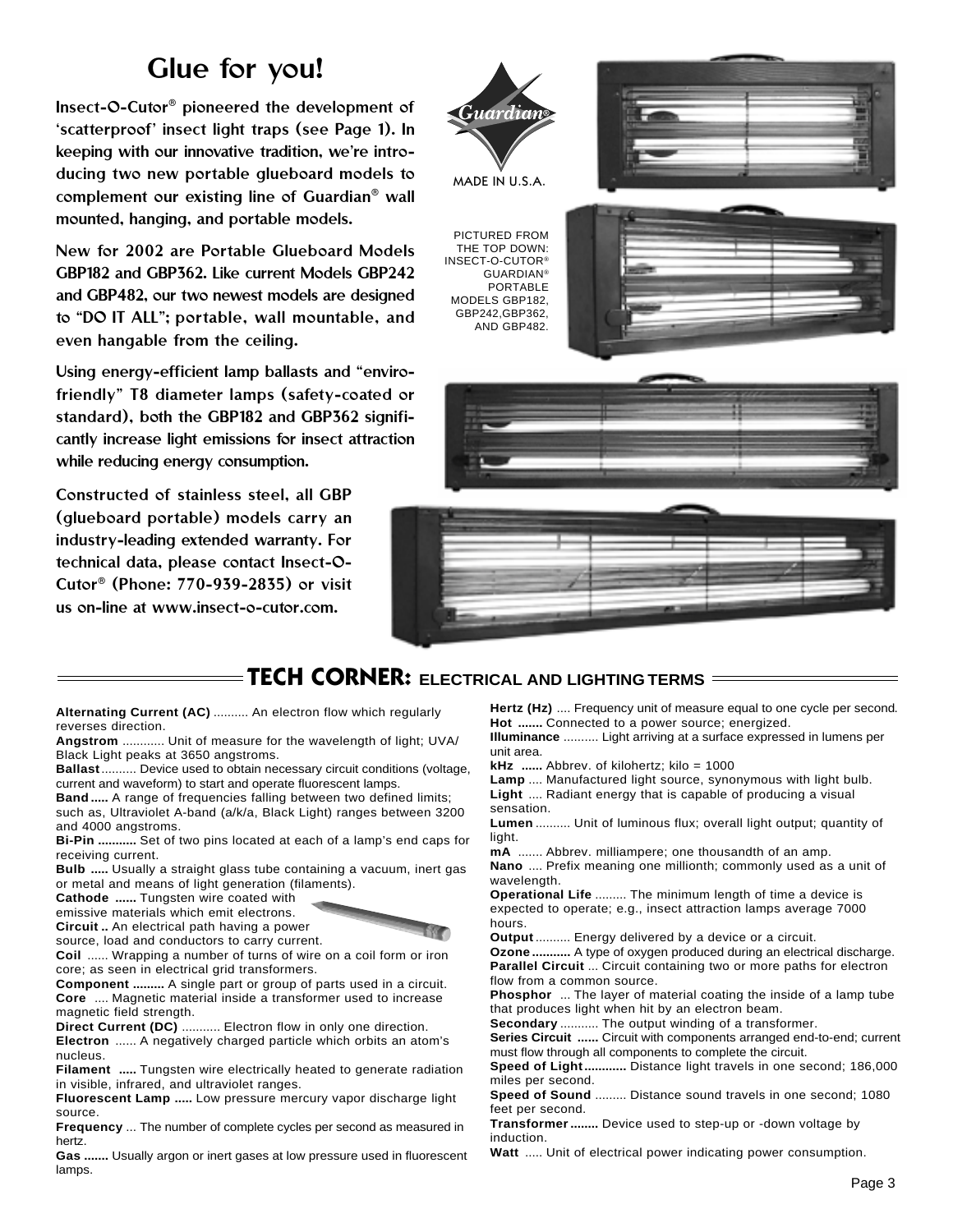# Glue for you!

Insect-O-Cutor® pioneered the development of 'scatterproof' insect light traps (see Page 1). In keeping with our innovative tradition, we're introducing two new portable glueboard models to complement our existing line of Guardian® wall mounted, hanging, and portable models.

New for 2002 are Portable Glueboard Models GBP182 and GBP362. Like current Models GBP242 and GBP482, our two newest models are designed to "DO IT ALL"; portable, wall mountable, and even hangable from the ceiling.

Using energy-efficient lamp ballasts and "enviro-friendly" T8 diameter lamps (safety-coated or standard), both the GBP182 and GBP362 significantly increase light emissions for insect attraction while reducing energy consumption.

Constructed of stainless steel, all GBP (glueboard portable) models carry an industry-leading extended warranty. For technical data, please contact Insect-O-Cutor® (Phone: 770-939-2835) or visit us on-line at www.insect-o-cutor.com.

Guardian®

MADE IN U.S.A.

PICTURED FROM THE TOP DOWN: INSECT-O-CUTOR® GUARDIAN® PORTABLE MODELS GBP182, GBP242,GBP362, AND GBP482.

## TECH CORNER: ELECTRICAL AND LIGHTING TERMS

**Alternating Current (AC)** .......... An electron flow which regularly reverses direction.

**Angstrom** ............ Unit of measure for the wavelength of light; UVA/ Black Light peaks at 3650 angstroms.

**Ballast** .......... Device used to obtain necessary circuit conditions (voltage, current and waveform) to start and operate fluorescent lamps.

**Band** ..... A range of frequencies falling between two defined limits; such as, Ultraviolet A-band (a/k/a, Black Light) ranges between 3200 and 4000 angstroms.

**Bi-Pin** ........... Set of two pins located at each of a lamp's end caps for receiving current.

**Bulb** ..... Usually a straight glass tube containing a vacuum, inert gas or metal and means of light generation (filaments).

**Cathode** ...... Tungsten wire coated with emissive materials which emit electrons.

**Circuit** .. An electrical path having a power source, load and conductors to carry current.

**Coil** ...... Wrapping a number of turns of wire on a coil form or iron core; as seen in electrical grid transformers.

**Component** ......... A single part or group of parts used in a circuit.

**Core** .... Magnetic material inside a transformer used to increase magnetic field strength.

**Direct Current (DC)** ........... Electron flow in only one direction.

**Electron** ...... A negatively charged particle which orbits an atom's nucleus.

**Filament** ..... Tungsten wire electrically heated to generate radiation in visible, infrared, and ultraviolet ranges.

**Fluorescent Lamp** ..... Low pressure mercury vapor discharge light source.

**Frequency** ... The number of complete cycles per second as measured in hertz.

**Gas** ....... Usually argon or inert gases at low pressure used in fluorescent lamps.

**Hertz (Hz)** .... Frequency unit of measure equal to one cycle per second.

**Hot** ....... Connected to a power source; energized.

**Illuminance** .......... Light arriving at a surface expressed in lumens per unit area.

**kHz** ...... Abbrev. of kilohertz; kilo = 1000

**Lamp** .... Manufactured light source, synonymous with light bulb.

**Light** .... Radiant energy that is capable of producing a visual sensation.

**Lumen** .......... Unit of luminous flux; overall light output; quantity of light.

**mA** ....... Abbrev. milliampere; one thousandth of an amp.

**Nano** .... Prefix meaning one millionth; commonly used as a unit of wavelength.

**Operational Life** ......... The minimum length of time a device is expected to operate; e.g., insect attraction lamps average 7000 hours.

**Output** .......... Energy delivered by a device or a circuit.

**Ozone** ........... A type of oxygen produced during an electrical discharge.

**Parallel Circuit** ... Circuit containing two or more paths for electron flow from a common source.

**Phosphor** ... The layer of material coating the inside of a lamp tube that produces light when hit by an electron beam.

**Secondary** ........... The output winding of a transformer.

**Series Circuit** ...... Circuit with components arranged end-to-end; current must flow through all components to complete the circuit.

**Speed of Light** ............ Distance light travels in one second; 186,000 miles per second.

**Speed of Sound** ......... Distance sound travels in one second; 1080 feet per second.

**Transformer** ........ Device used to step-up or -down voltage by induction.

**Watt** ..... Unit of electrical power indicating power consumption.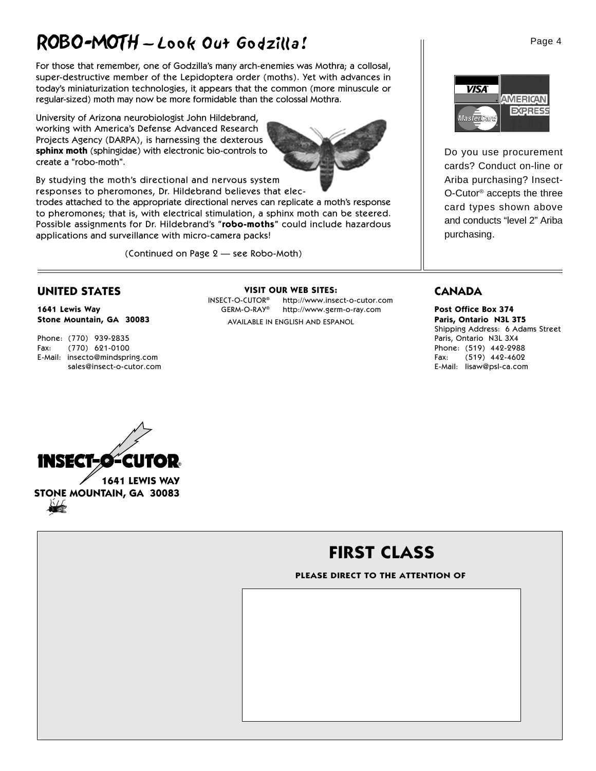# ROBO-MOTH – Look Out Godzilla!

For those that remember, one of Godzilla's many arch-enemies was Mothra; a collosal, super-destructive member of the Lepidoptera order (moths). Yet with advances in today's miniaturization technologies, it appears that the common (more minuscule or regular-sized) moth may now be more formidable than the colossal Mothra.

University of Arizona neurobiologist John Hildebrand, working with America's Defense Advanced Research Projects Agency (DARPA), is harnessing the dexterous **sphinx moth** (sphingidae) with electronic bio-controls to create a "robo-moth".

By studying the moth's directional and nervous system responses to pheromones, Dr. Hildebrand believes that electrodes attached to the appropriate directional nerves can replicate a moth's response to pheromones; that is, with electrical stimulation, a sphinx moth can be steered. Possible assignments for Dr. Hildebrand's "**robo-moths**" could include hazardous applications and surveillance with micro-camera packs!

(Continued on Page 2 — see Robo-Moth)

VISA · AMERICAN EXPRESS · MasterCard

Do you use procurement cards? Conduct on-line or Ariba purchasing? Insect-O-Cutor® accepts the three card types shown above and conducts "level 2" Ariba purchasing.

## UNITED STATES

**1641 Lewis Way**
**Stone Mountain, GA 30083**

Phone: (770) 939-2835
Fax: (770) 621-0100
E-Mail: insecto@mindspring.com
sales@insect-o-cutor.com

**VISIT OUR WEB SITES:**

INSECT-O-CUTOR® http://www.insect-o-cutor.com
GERM-O-RAY® http://www.germ-o-ray.com

AVAILABLE IN ENGLISH AND ESPANOL

## CANADA

**Post Office Box 374**
**Paris, Ontario N3L 3T5**
Shipping Address: 6 Adams Street
Paris, Ontario N3L 3X4
Phone: (519) 442-2988
Fax: (519) 442-4602
E-Mail: lisaw@psl-ca.com

**INSECT-O-CUTOR®**
**1641 LEWIS WAY**
**STONE MOUNTAIN, GA 30083**

## FIRST CLASS

**PLEASE DIRECT TO THE ATTENTION OF**